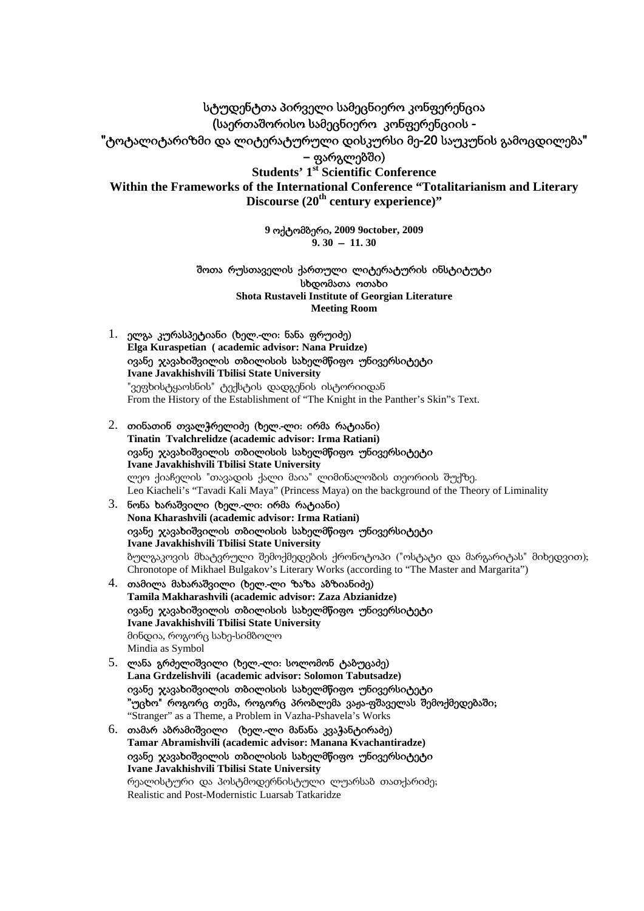# სტუდენტთა პირველი სამეცნიერო კონფერენცია
## (საერთაშორისო სამეცნიერო კონფერენციის - "ტოტალიტარიზმი და ლიტერატურული დისკურსი მე-20 საუკუნის გამოცდილება" – ფარგლებში)

## Students' 1st Scientific Conference
## Within the Frameworks of the International Conference "Totalitarianism and Literary Discourse (20th century experience)"

**9 ოქტომბერი, 2009 9october, 2009**
**9. 30 – 11. 30**

შოთა რუსთაველის ქართული ლიტერატურის ინსტიტუტი
სხდომათა ოთახი
**Shota Rustaveli Institute of Georgian Literature**
**Meeting Room**

1. ელგა კურასპეტიანი (ხელ.-ლი: ნანა ფრუიძე)
   **Elga Kuraspetian ( academic advisor: Nana Pruidze)**
   ივანე ჯავახიშვილის თბილისის სახელმწიფო უნივერსიტეტი
   **Ivane Javakhishvili Tbilisi State University**
   "ვეფხისტყაოსნის" ტექსტის დადგენის ისტორიიდან
   From the History of the Establishment of "The Knight in the Panther's Skin"s Text.

2. თინათინ თვალჭრელიძე (ხელ.-ლი: ირმა რატიანი)
   **Tinatin Tvalchrelidze (academic advisor: Irma Ratiani)**
   ივანე ჯავახიშვილის თბილისის სახელმწიფო უნივერსიტეტი
   **Ivane Javakhishvili Tbilisi State University**
   ლეო ქიაჩელის "თავადის ქალი მაია" ლიმინალობის თეორიის შუქზე.
   Leo Kiacheli's "Tavadi Kali Maya" (Princess Maya) on the background of the Theory of Liminality

3. ნონა ხარაშვილი (ხელ.-ლი: ირმა რატიანი)
   **Nona Kharashvili (academic advisor: Irma Ratiani)**
   ივანე ჯავახიშვილის თბილისის სახელმწიფო უნივერსიტეტი
   **Ivane Javakhishvili Tbilisi State University**
   ბულგაკოვის მხატვრული შემოქმედების ქრონოტოპი ("ოსტატი და მარგარიტას" მიხედვით);
   Chronotope of Mikhael Bulgakov's Literary Works (according to "The Master and Margarita")

4. თამილა მახარაშვილი (ხელ.-ლი ზაზა აბზიანიძე)
   **Tamila Makharashvili (academic advisor: Zaza Abzianidze)**
   ივანე ჯავახიშვილის თბილისის სახელმწიფო უნივერსიტეტი
   **Ivane Javakhishvili Tbilisi State University**
   მინდია, როგორც სახე-სიმბოლო
   Mindia as Symbol

5. ლანა გრძელიშვილი (ხელ.-ლი: სოლომონ ტაბუცაძე)
   **Lana Grdzelishvili (academic advisor: Solomon Tabutsadze)**
   ივანე ჯავახიშვილის თბილისის სახელმწიფო უნივერსიტეტი
   **"უცხო" როგორც თემა, როგორც პრობლემა ვაჟა-ფშაველას შემოქმედებაში;**
   "Stranger" as a Theme, a Problem in Vazha-Pshavela's Works

6. თამარ აბრამიშვილი (ხელ.-ლი მანანა კვაჭანტირაძე)
   **Tamar Abramishvili (academic advisor: Manana Kvachantiradze)**
   ივანე ჯავახიშვილის თბილისის სახელმწიფო უნივერსიტეტი
   **Ivane Javakhishvili Tbilisi State University**
   რეალისტური და პოსტმოდერნისტული ლუარსაბ თათქარიძე;
   Realistic and Post-Modernistic Luarsab Tatkaridze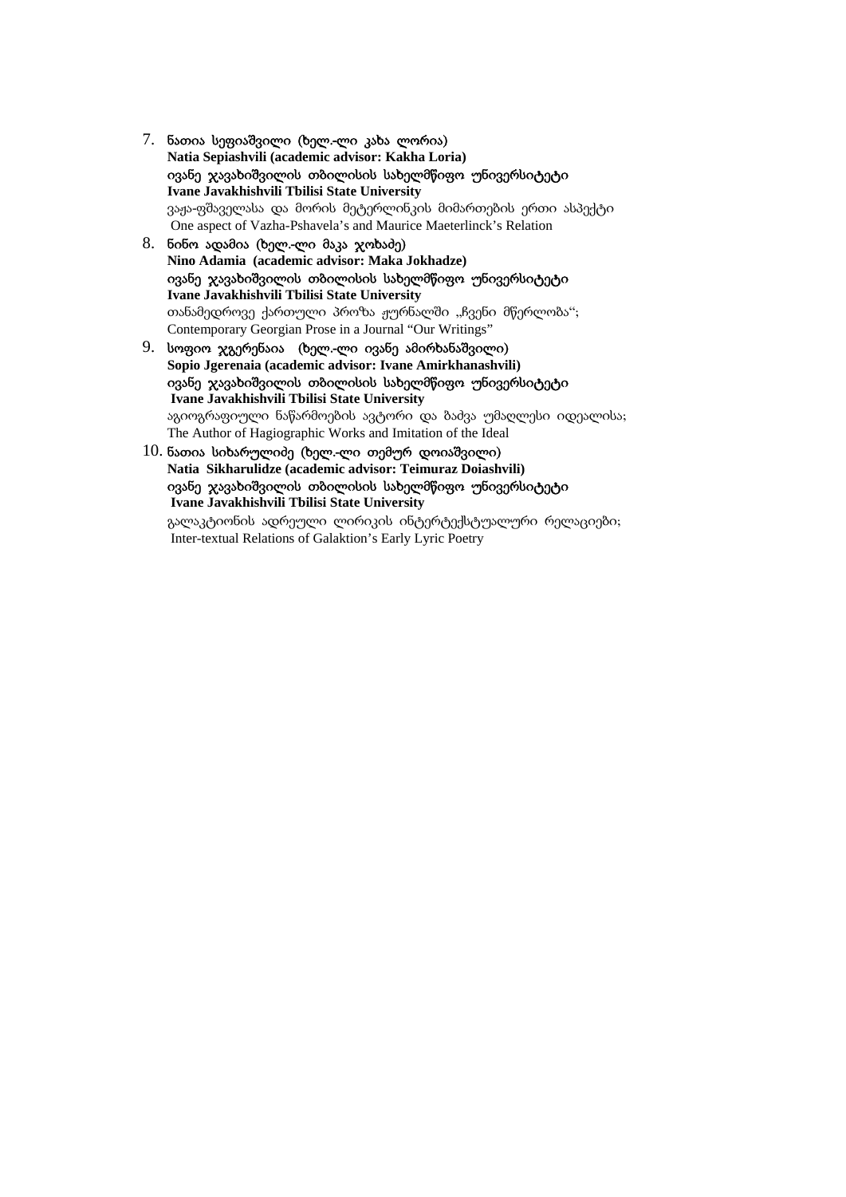7. ნათია სეფიაშვილი (ხელ.-ლი კახა ლორია)
   **Natia Sepiashvili (academic advisor: Kakha Loria)**
   ივანე ჯავახიშვილის თბილისის სახელმწიფო უნივერსიტეტი
   **Ivane Javakhishvili Tbilisi State University**
   ვაჟა-ფშაველასა და მორის მეტერლინკის მიმართების ერთი ასპექტი
   One aspect of Vazha-Pshavela's and Maurice Maeterlinck's Relation
8. ნინო ადამია (ხელ.-ლი მაკა ჯოხაძე)
   **Nino Adamia (academic advisor: Maka Jokhadze)**
   ივანე ჯავახიშვილის თბილისის სახელმწიფო უნივერსიტეტი
   **Ivane Javakhishvili Tbilisi State University**
   თანამედროვე ქართული პროზა ჟურნალში „ჩვენი მწერლობა";
   Contemporary Georgian Prose in a Journal "Our Writings"
9. სოფიო ჯგერენაია (ხელ.-ლი ივანე ამირხანაშვილი)
   **Sopio Jgerenaia (academic advisor: Ivane Amirkhanashvili)**
   ივანე ჯავახიშვილის თბილისის სახელმწიფო უნივერსიტეტი
   **Ivane Javakhishvili Tbilisi State University**
   აგიოგრაფიული ნაწარმოების ავტორი და ბაძვა უმაღლესი იდეალისა;
   The Author of Hagiographic Works and Imitation of the Ideal
10. ნათია სიხარულიძე (ხელ.-ლი თემურ დოიაშვილი)
    **Natia Sikharulidze (academic advisor: Teimuraz Doiashvili)**
    ივანე ჯავახიშვილის თბილისის სახელმწიფო უნივერსიტეტი
    **Ivane Javakhishvili Tbilisi State University**
    გალაკტიონის ადრეული ლირიკის ინტერტექსტუალური რელაციები;
    Inter-textual Relations of Galaktion's Early Lyric Poetry